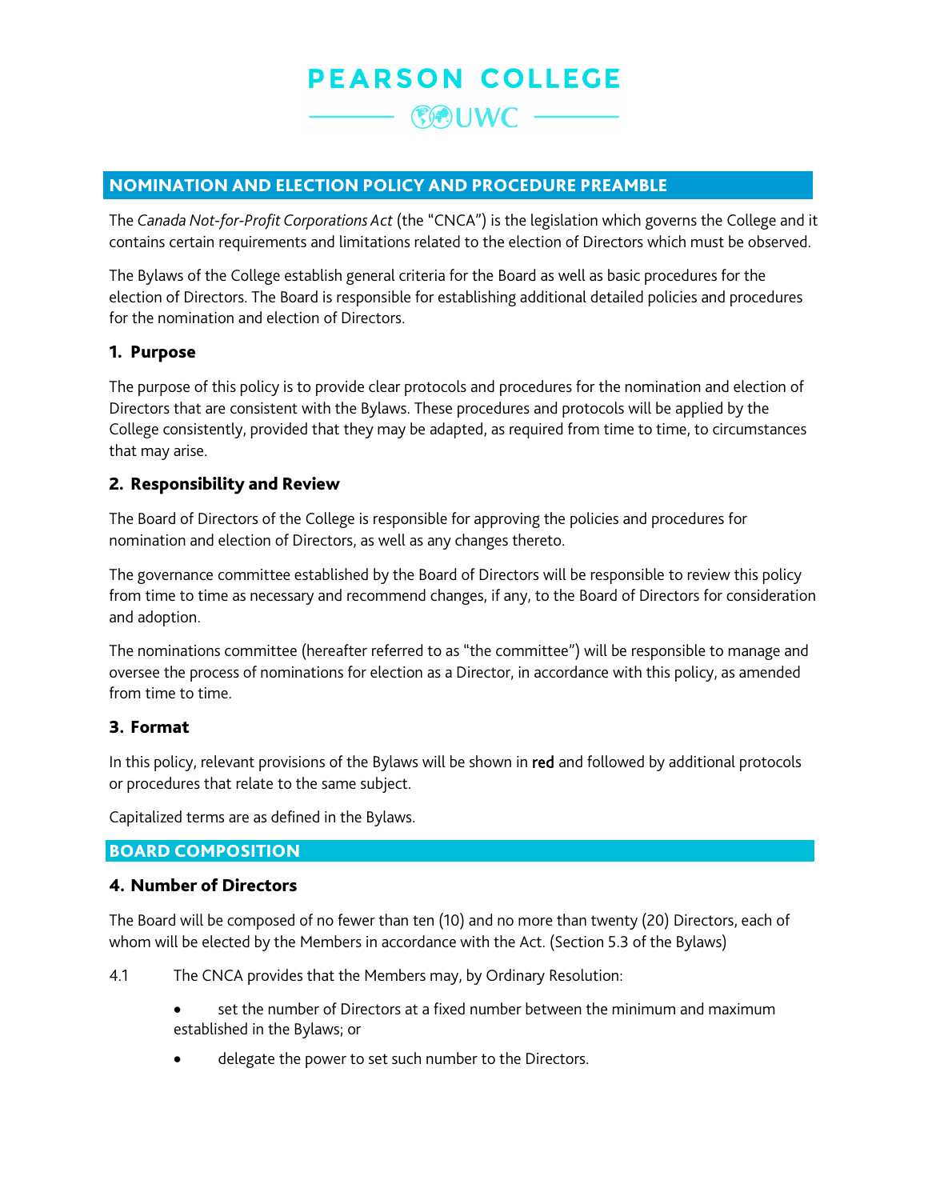# PEARSON COLLEGE UWC

## NOMINATION AND ELECTION POLICY AND PROCEDURE PREAMBLE

The *Canada Not-for-Profit Corporations Act* (the "CNCA") is the legislation which governs the College and it contains certain requirements and limitations related to the election of Directors which must be observed.

The Bylaws of the College establish general criteria for the Board as well as basic procedures for the election of Directors. The Board is responsible for establishing additional detailed policies and procedures for the nomination and election of Directors.

### 1. Purpose

The purpose of this policy is to provide clear protocols and procedures for the nomination and election of Directors that are consistent with the Bylaws. These procedures and protocols will be applied by the College consistently, provided that they may be adapted, as required from time to time, to circumstances that may arise.

### 2. Responsibility and Review

The Board of Directors of the College is responsible for approving the policies and procedures for nomination and election of Directors, as well as any changes thereto.

The governance committee established by the Board of Directors will be responsible to review this policy from time to time as necessary and recommend changes, if any, to the Board of Directors for consideration and adoption.

The nominations committee (hereafter referred to as "the committee") will be responsible to manage and oversee the process of nominations for election as a Director, in accordance with this policy, as amended from time to time.

### 3. Format

In this policy, relevant provisions of the Bylaws will be shown in red and followed by additional protocols or procedures that relate to the same subject.

Capitalized terms are as defined in the Bylaws.

## BOARD COMPOSITION

### 4. Number of Directors

The Board will be composed of no fewer than ten (10) and no more than twenty (20) Directors, each of whom will be elected by the Members in accordance with the Act. (Section 5.3 of the Bylaws)

4.1 The CNCA provides that the Members may, by Ordinary Resolution:

- set the number of Directors at a fixed number between the minimum and maximum established in the Bylaws; or
- delegate the power to set such number to the Directors.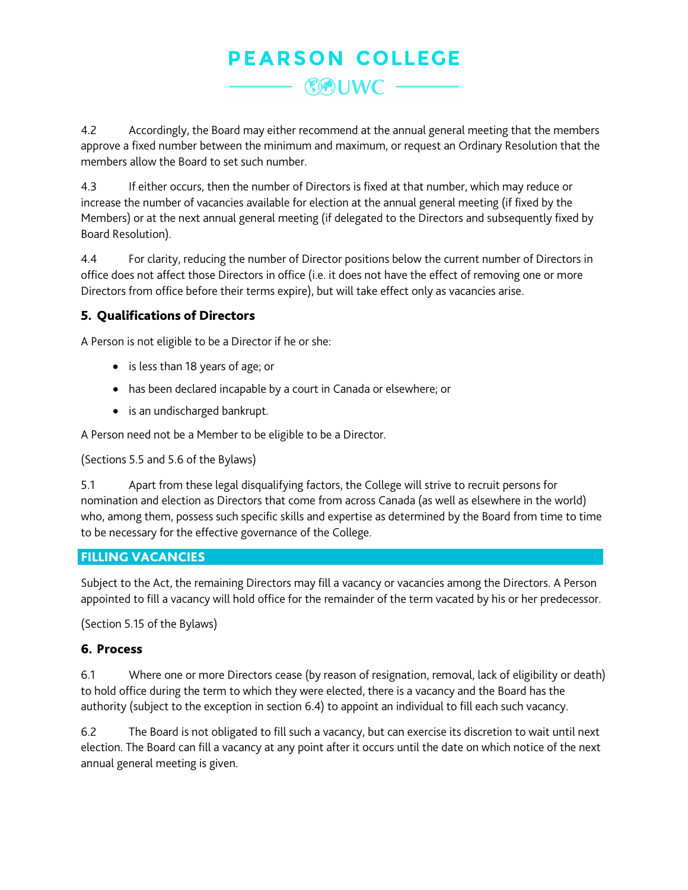4.2 Accordingly, the Board may either recommend at the annual general meeting that the members approve a fixed number between the minimum and maximum, or request an Ordinary Resolution that the members allow the Board to set such number.

4.3 If either occurs, then the number of Directors is fixed at that number, which may reduce or increase the number of vacancies available for election at the annual general meeting (if fixed by the Members) or at the next annual general meeting (if delegated to the Directors and subsequently fixed by Board Resolution).

4.4 For clarity, reducing the number of Director positions below the current number of Directors in office does not affect those Directors in office (i.e. it does not have the effect of removing one or more Directors from office before their terms expire), but will take effect only as vacancies arise.

### 5. Qualifications of Directors

A Person is not eligible to be a Director if he or she:

- is less than 18 years of age; or
- has been declared incapable by a court in Canada or elsewhere; or
- is an undischarged bankrupt.

A Person need not be a Member to be eligible to be a Director.

(Sections 5.5 and 5.6 of the Bylaws)

5.1 Apart from these legal disqualifying factors, the College will strive to recruit persons for nomination and election as Directors that come from across Canada (as well as elsewhere in the world) who, among them, possess such specific skills and expertise as determined by the Board from time to time to be necessary for the effective governance of the College.

## FILLING VACANCIES

Subject to the Act, the remaining Directors may fill a vacancy or vacancies among the Directors. A Person appointed to fill a vacancy will hold office for the remainder of the term vacated by his or her predecessor.

(Section 5.15 of the Bylaws)

### 6. Process

6.1 Where one or more Directors cease (by reason of resignation, removal, lack of eligibility or death) to hold office during the term to which they were elected, there is a vacancy and the Board has the authority (subject to the exception in section 6.4) to appoint an individual to fill each such vacancy.

6.2 The Board is not obligated to fill such a vacancy, but can exercise its discretion to wait until next election. The Board can fill a vacancy at any point after it occurs until the date on which notice of the next annual general meeting is given.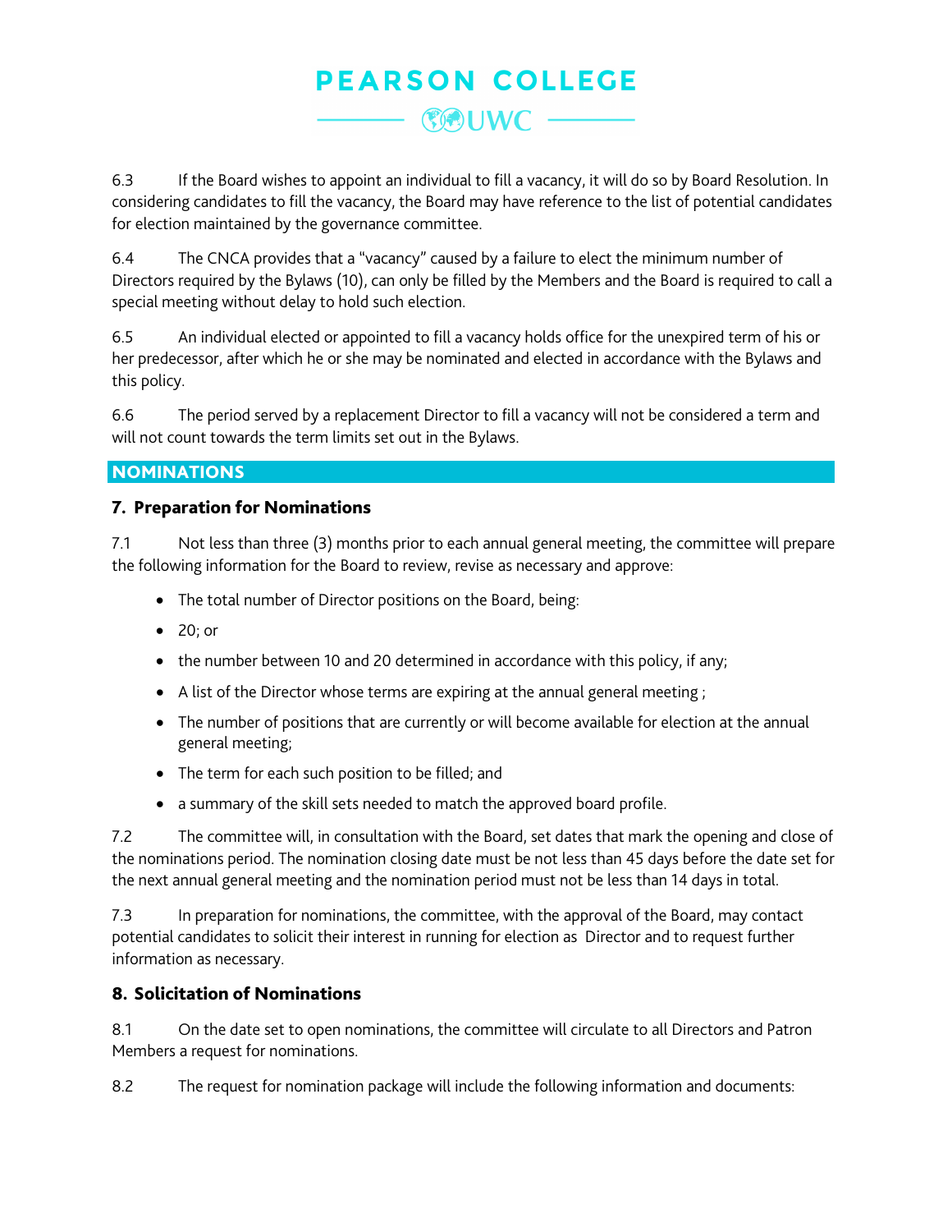6.3 If the Board wishes to appoint an individual to fill a vacancy, it will do so by Board Resolution. In considering candidates to fill the vacancy, the Board may have reference to the list of potential candidates for election maintained by the governance committee.

6.4 The CNCA provides that a "vacancy" caused by a failure to elect the minimum number of Directors required by the Bylaws (10), can only be filled by the Members and the Board is required to call a special meeting without delay to hold such election.

6.5 An individual elected or appointed to fill a vacancy holds office for the unexpired term of his or her predecessor, after which he or she may be nominated and elected in accordance with the Bylaws and this policy.

6.6 The period served by a replacement Director to fill a vacancy will not be considered a term and will not count towards the term limits set out in the Bylaws.

## NOMINATIONS

### 7. Preparation for Nominations

7.1 Not less than three (3) months prior to each annual general meeting, the committee will prepare the following information for the Board to review, revise as necessary and approve:

- The total number of Director positions on the Board, being:
- 20; or
- the number between 10 and 20 determined in accordance with this policy, if any;
- A list of the Director whose terms are expiring at the annual general meeting ;
- The number of positions that are currently or will become available for election at the annual general meeting;
- The term for each such position to be filled; and
- a summary of the skill sets needed to match the approved board profile.

7.2 The committee will, in consultation with the Board, set dates that mark the opening and close of the nominations period. The nomination closing date must be not less than 45 days before the date set for the next annual general meeting and the nomination period must not be less than 14 days in total.

7.3 In preparation for nominations, the committee, with the approval of the Board, may contact potential candidates to solicit their interest in running for election as Director and to request further information as necessary.

### 8. Solicitation of Nominations

8.1 On the date set to open nominations, the committee will circulate to all Directors and Patron Members a request for nominations.

8.2 The request for nomination package will include the following information and documents: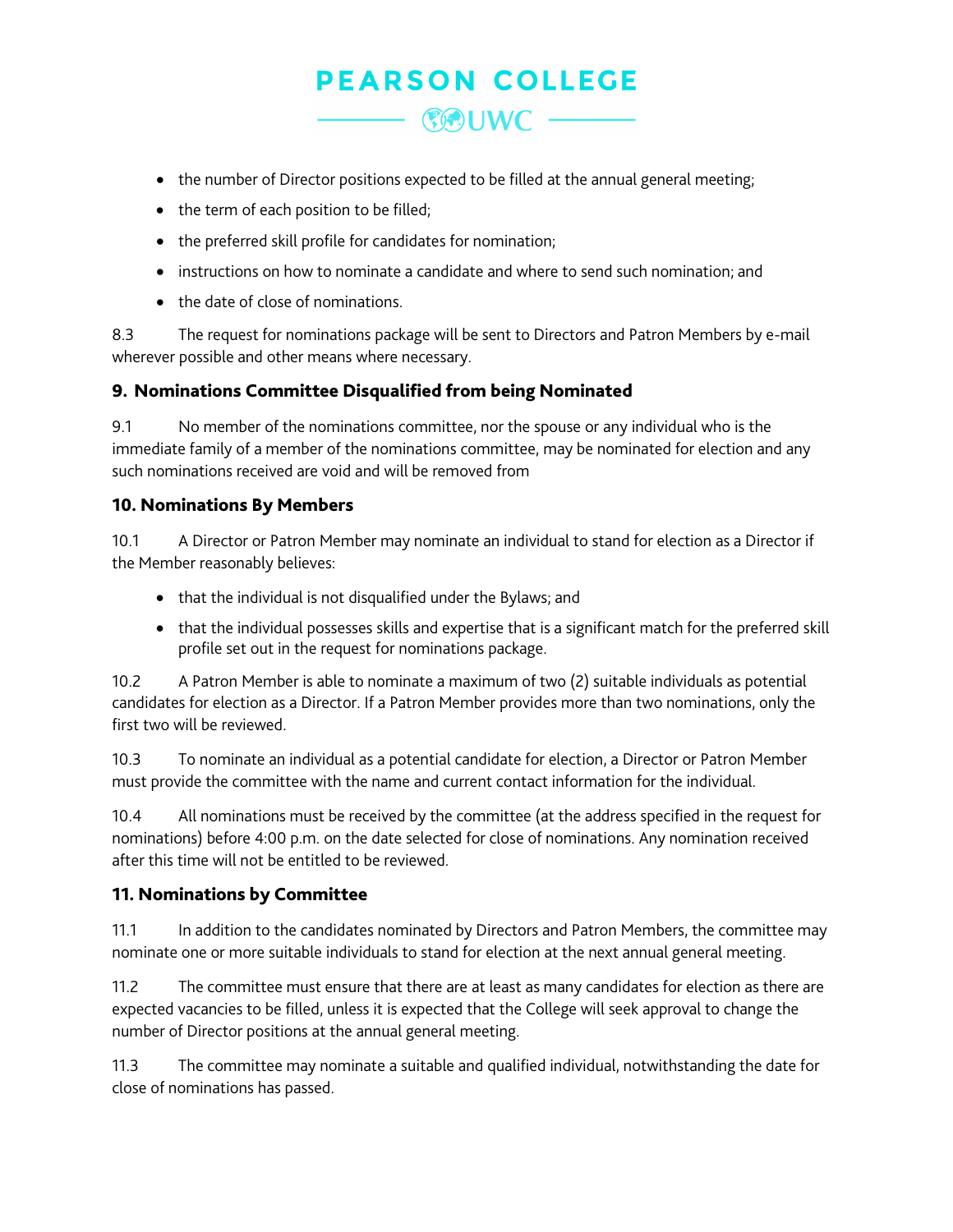- the number of Director positions expected to be filled at the annual general meeting;
- the term of each position to be filled;
- the preferred skill profile for candidates for nomination;
- instructions on how to nominate a candidate and where to send such nomination; and
- the date of close of nominations.

8.3 The request for nominations package will be sent to Directors and Patron Members by e-mail wherever possible and other means where necessary.

### 9. Nominations Committee Disqualified from being Nominated

9.1 No member of the nominations committee, nor the spouse or any individual who is the immediate family of a member of the nominations committee, may be nominated for election and any such nominations received are void and will be removed from

### 10. Nominations By Members

10.1 A Director or Patron Member may nominate an individual to stand for election as a Director if the Member reasonably believes:

- that the individual is not disqualified under the Bylaws; and
- that the individual possesses skills and expertise that is a significant match for the preferred skill profile set out in the request for nominations package.

10.2 A Patron Member is able to nominate a maximum of two (2) suitable individuals as potential candidates for election as a Director. If a Patron Member provides more than two nominations, only the first two will be reviewed.

10.3 To nominate an individual as a potential candidate for election, a Director or Patron Member must provide the committee with the name and current contact information for the individual.

10.4 All nominations must be received by the committee (at the address specified in the request for nominations) before 4:00 p.m. on the date selected for close of nominations. Any nomination received after this time will not be entitled to be reviewed.

### 11. Nominations by Committee

11.1 In addition to the candidates nominated by Directors and Patron Members, the committee may nominate one or more suitable individuals to stand for election at the next annual general meeting.

11.2 The committee must ensure that there are at least as many candidates for election as there are expected vacancies to be filled, unless it is expected that the College will seek approval to change the number of Director positions at the annual general meeting.

11.3 The committee may nominate a suitable and qualified individual, notwithstanding the date for close of nominations has passed.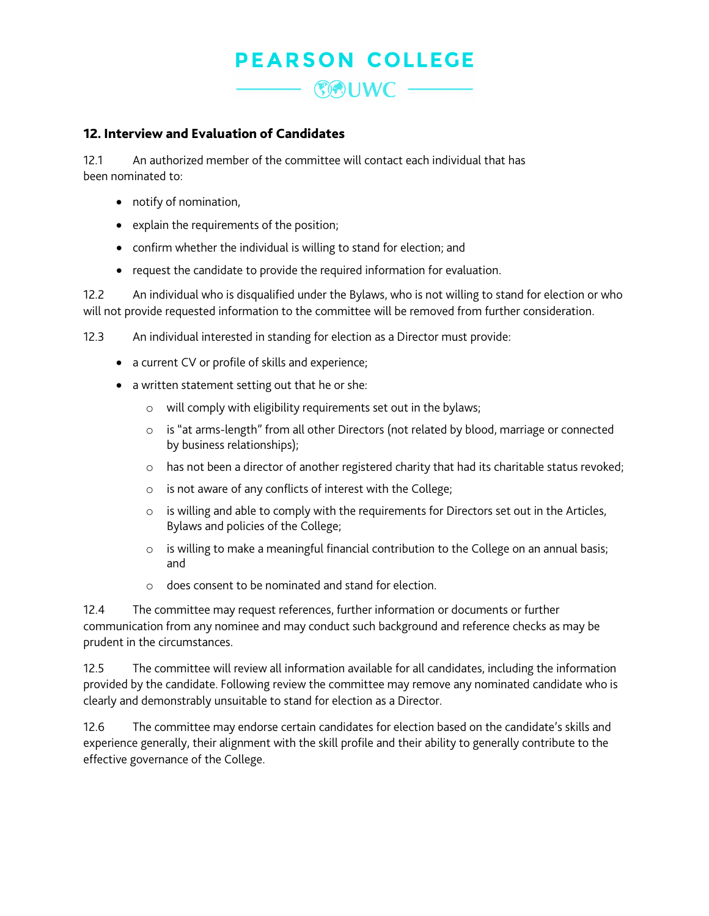## 12. Interview and Evaluation of Candidates

12.1 An authorized member of the committee will contact each individual that has been nominated to:

- notify of nomination,
- explain the requirements of the position;
- confirm whether the individual is willing to stand for election; and
- request the candidate to provide the required information for evaluation.

12.2 An individual who is disqualified under the Bylaws, who is not willing to stand for election or who will not provide requested information to the committee will be removed from further consideration.

12.3 An individual interested in standing for election as a Director must provide:

- a current CV or profile of skills and experience;
- a written statement setting out that he or she:
  - will comply with eligibility requirements set out in the bylaws;
  - is "at arms-length" from all other Directors (not related by blood, marriage or connected by business relationships);
  - has not been a director of another registered charity that had its charitable status revoked;
  - is not aware of any conflicts of interest with the College;
  - is willing and able to comply with the requirements for Directors set out in the Articles, Bylaws and policies of the College;
  - is willing to make a meaningful financial contribution to the College on an annual basis; and
  - does consent to be nominated and stand for election.

12.4 The committee may request references, further information or documents or further communication from any nominee and may conduct such background and reference checks as may be prudent in the circumstances.

12.5 The committee will review all information available for all candidates, including the information provided by the candidate. Following review the committee may remove any nominated candidate who is clearly and demonstrably unsuitable to stand for election as a Director.

12.6 The committee may endorse certain candidates for election based on the candidate's skills and experience generally, their alignment with the skill profile and their ability to generally contribute to the effective governance of the College.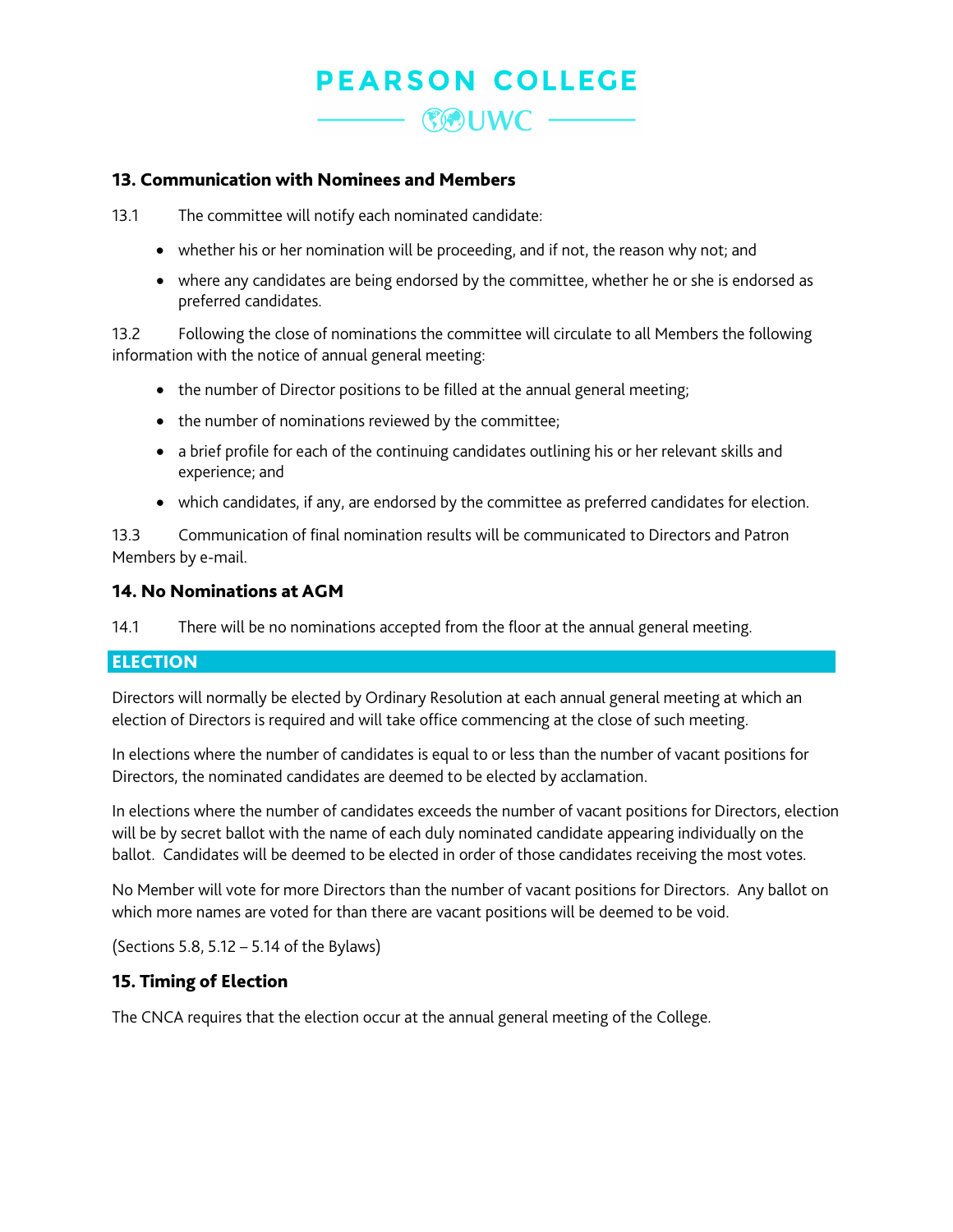## 13. Communication with Nominees and Members

13.1 The committee will notify each nominated candidate:

- whether his or her nomination will be proceeding, and if not, the reason why not; and
- where any candidates are being endorsed by the committee, whether he or she is endorsed as preferred candidates.

13.2 Following the close of nominations the committee will circulate to all Members the following information with the notice of annual general meeting:

- the number of Director positions to be filled at the annual general meeting;
- the number of nominations reviewed by the committee;
- a brief profile for each of the continuing candidates outlining his or her relevant skills and experience; and
- which candidates, if any, are endorsed by the committee as preferred candidates for election.

13.3 Communication of final nomination results will be communicated to Directors and Patron Members by e-mail.

## 14. No Nominations at AGM

14.1 There will be no nominations accepted from the floor at the annual general meeting.

## ELECTION

Directors will normally be elected by Ordinary Resolution at each annual general meeting at which an election of Directors is required and will take office commencing at the close of such meeting.

In elections where the number of candidates is equal to or less than the number of vacant positions for Directors, the nominated candidates are deemed to be elected by acclamation.

In elections where the number of candidates exceeds the number of vacant positions for Directors, election will be by secret ballot with the name of each duly nominated candidate appearing individually on the ballot. Candidates will be deemed to be elected in order of those candidates receiving the most votes.

No Member will vote for more Directors than the number of vacant positions for Directors. Any ballot on which more names are voted for than there are vacant positions will be deemed to be void.

(Sections 5.8, 5.12 – 5.14 of the Bylaws)

## 15. Timing of Election

The CNCA requires that the election occur at the annual general meeting of the College.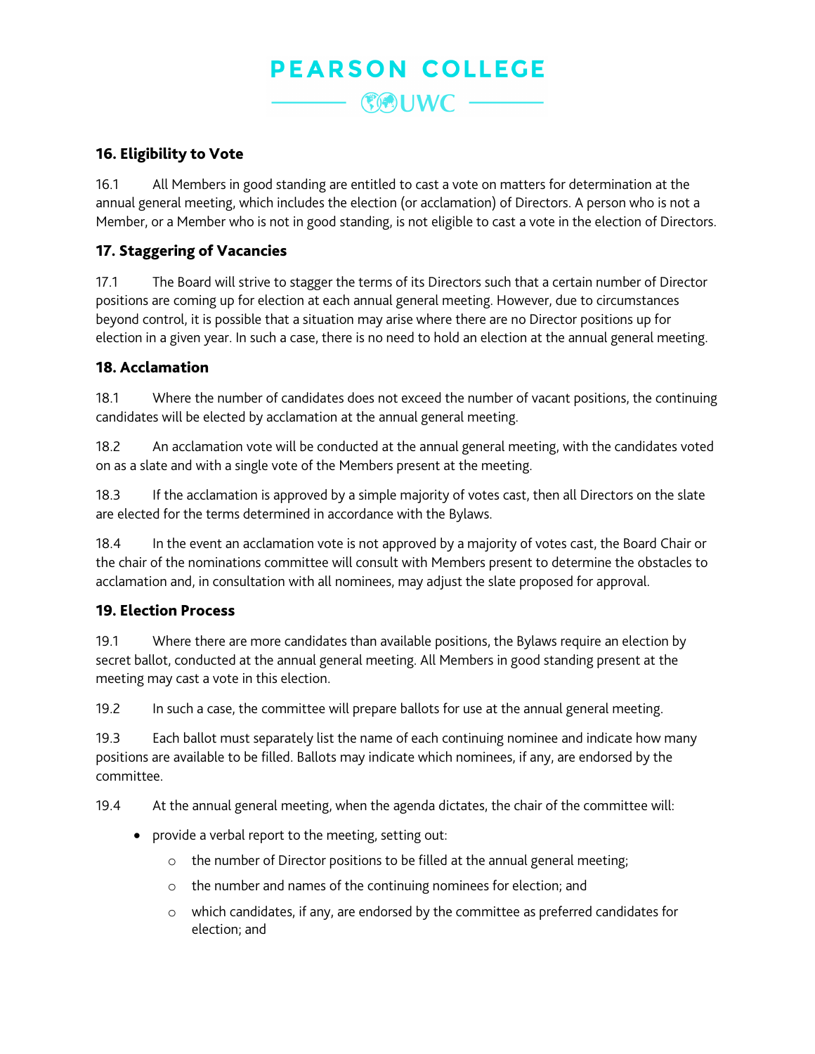## 16. Eligibility to Vote

16.1 All Members in good standing are entitled to cast a vote on matters for determination at the annual general meeting, which includes the election (or acclamation) of Directors. A person who is not a Member, or a Member who is not in good standing, is not eligible to cast a vote in the election of Directors.

## 17. Staggering of Vacancies

17.1 The Board will strive to stagger the terms of its Directors such that a certain number of Director positions are coming up for election at each annual general meeting. However, due to circumstances beyond control, it is possible that a situation may arise where there are no Director positions up for election in a given year. In such a case, there is no need to hold an election at the annual general meeting.

## 18. Acclamation

18.1 Where the number of candidates does not exceed the number of vacant positions, the continuing candidates will be elected by acclamation at the annual general meeting.

18.2 An acclamation vote will be conducted at the annual general meeting, with the candidates voted on as a slate and with a single vote of the Members present at the meeting.

18.3 If the acclamation is approved by a simple majority of votes cast, then all Directors on the slate are elected for the terms determined in accordance with the Bylaws.

18.4 In the event an acclamation vote is not approved by a majority of votes cast, the Board Chair or the chair of the nominations committee will consult with Members present to determine the obstacles to acclamation and, in consultation with all nominees, may adjust the slate proposed for approval.

## 19. Election Process

19.1 Where there are more candidates than available positions, the Bylaws require an election by secret ballot, conducted at the annual general meeting. All Members in good standing present at the meeting may cast a vote in this election.

19.2 In such a case, the committee will prepare ballots for use at the annual general meeting.

19.3 Each ballot must separately list the name of each continuing nominee and indicate how many positions are available to be filled. Ballots may indicate which nominees, if any, are endorsed by the committee.

19.4 At the annual general meeting, when the agenda dictates, the chair of the committee will:

- provide a verbal report to the meeting, setting out:
  - the number of Director positions to be filled at the annual general meeting;
  - the number and names of the continuing nominees for election; and
  - which candidates, if any, are endorsed by the committee as preferred candidates for election; and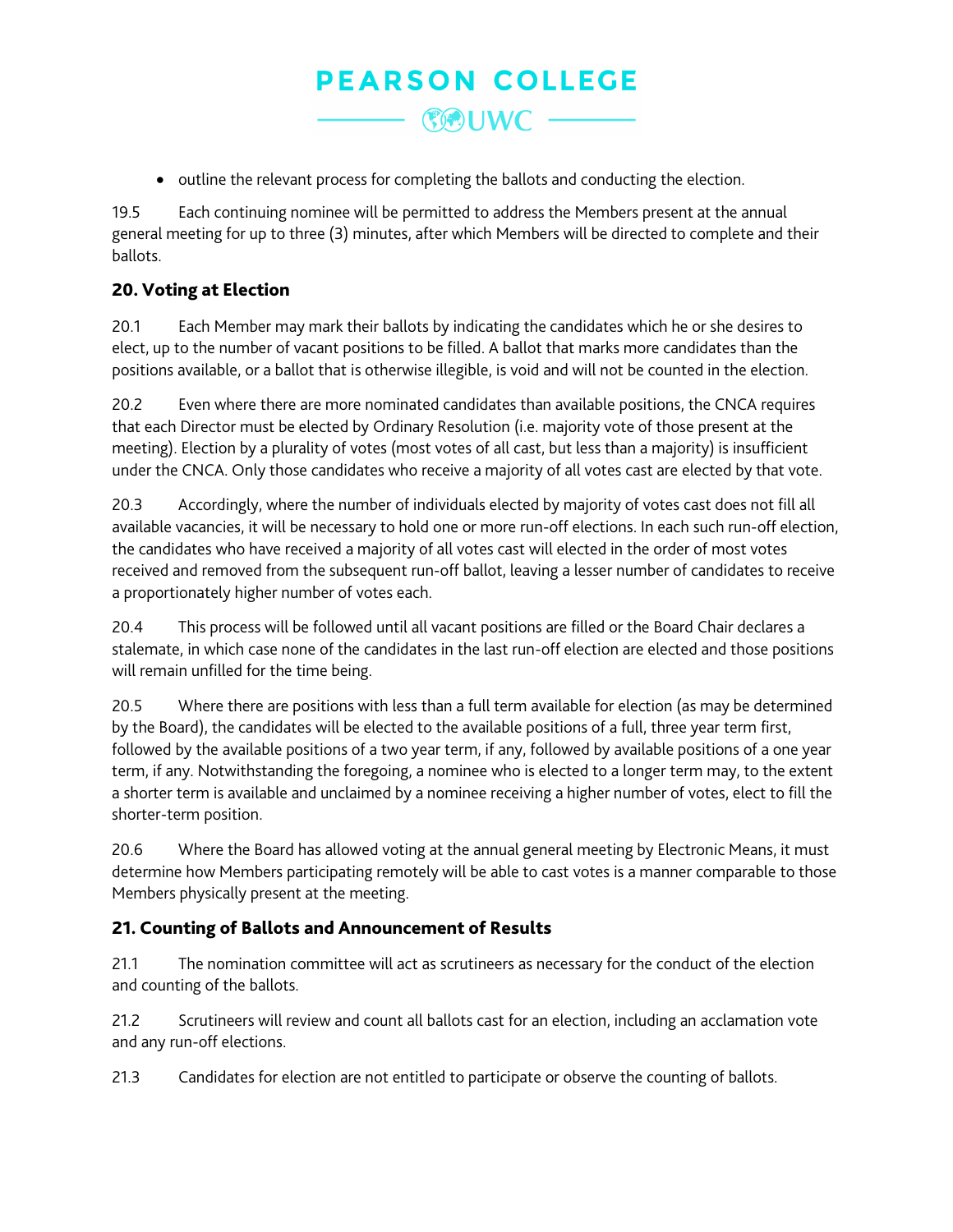- outline the relevant process for completing the ballots and conducting the election.

19.5 Each continuing nominee will be permitted to address the Members present at the annual general meeting for up to three (3) minutes, after which Members will be directed to complete and their ballots.

### 20. Voting at Election

20.1 Each Member may mark their ballots by indicating the candidates which he or she desires to elect, up to the number of vacant positions to be filled. A ballot that marks more candidates than the positions available, or a ballot that is otherwise illegible, is void and will not be counted in the election.

20.2 Even where there are more nominated candidates than available positions, the CNCA requires that each Director must be elected by Ordinary Resolution (i.e. majority vote of those present at the meeting). Election by a plurality of votes (most votes of all cast, but less than a majority) is insufficient under the CNCA. Only those candidates who receive a majority of all votes cast are elected by that vote.

20.3 Accordingly, where the number of individuals elected by majority of votes cast does not fill all available vacancies, it will be necessary to hold one or more run-off elections. In each such run-off election, the candidates who have received a majority of all votes cast will elected in the order of most votes received and removed from the subsequent run-off ballot, leaving a lesser number of candidates to receive a proportionately higher number of votes each.

20.4 This process will be followed until all vacant positions are filled or the Board Chair declares a stalemate, in which case none of the candidates in the last run-off election are elected and those positions will remain unfilled for the time being.

20.5 Where there are positions with less than a full term available for election (as may be determined by the Board), the candidates will be elected to the available positions of a full, three year term first, followed by the available positions of a two year term, if any, followed by available positions of a one year term, if any. Notwithstanding the foregoing, a nominee who is elected to a longer term may, to the extent a shorter term is available and unclaimed by a nominee receiving a higher number of votes, elect to fill the shorter-term position.

20.6 Where the Board has allowed voting at the annual general meeting by Electronic Means, it must determine how Members participating remotely will be able to cast votes is a manner comparable to those Members physically present at the meeting.

### 21. Counting of Ballots and Announcement of Results

21.1 The nomination committee will act as scrutineers as necessary for the conduct of the election and counting of the ballots.

21.2 Scrutineers will review and count all ballots cast for an election, including an acclamation vote and any run-off elections.

21.3 Candidates for election are not entitled to participate or observe the counting of ballots.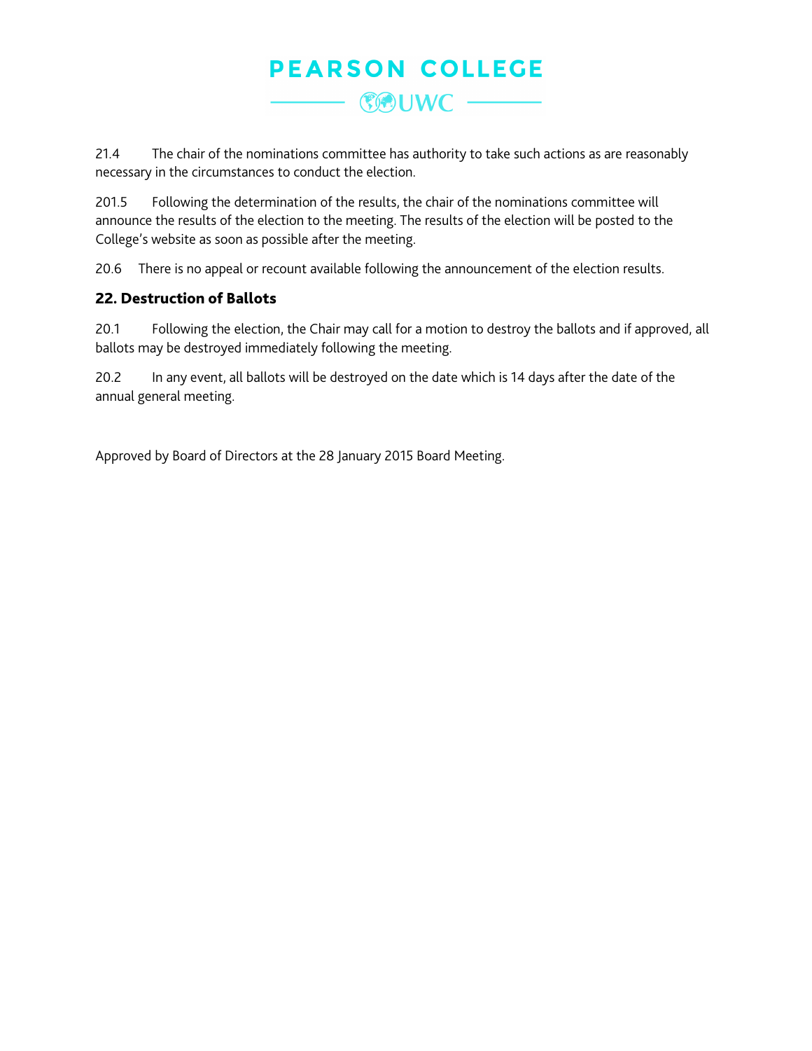21.4 The chair of the nominations committee has authority to take such actions as are reasonably necessary in the circumstances to conduct the election.

201.5 Following the determination of the results, the chair of the nominations committee will announce the results of the election to the meeting. The results of the election will be posted to the College's website as soon as possible after the meeting.

20.6 There is no appeal or recount available following the announcement of the election results.

## 22. Destruction of Ballots

20.1 Following the election, the Chair may call for a motion to destroy the ballots and if approved, all ballots may be destroyed immediately following the meeting.

20.2 In any event, all ballots will be destroyed on the date which is 14 days after the date of the annual general meeting.

Approved by Board of Directors at the 28 January 2015 Board Meeting.